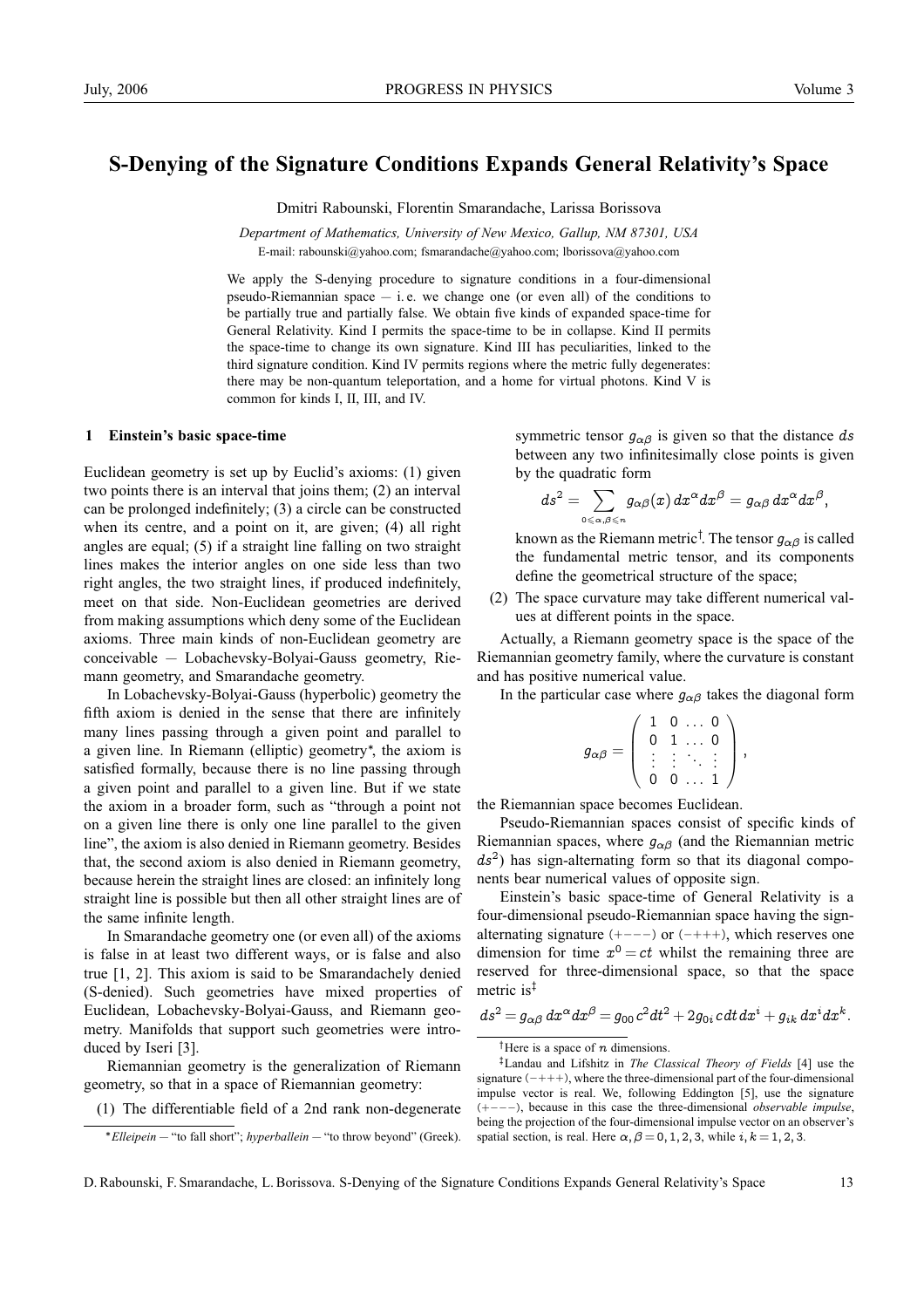# S-Denying of the Signature Conditions Expands General Relativity's Space

Dmitri Rabounski, Florentin Smarandache, Larissa Borissova

*Department of Mathematics, University of New Mexico, Gallup, NM 87301, USA*

E-mail: rabounski@yahoo.com; fsmarandache@yahoo.com; lborissova@yahoo.com

We apply the S-denying procedure to signature conditions in a four-dimensional pseudo-Riemannian space — i. e. we change one (or even all) of the conditions to be partially true and partially false. We obtain five kinds of expanded space-time for General Relativity. Kind I permits the space-time to be in collapse. Kind II permits the space-time to change its own signature. Kind III has peculiarities, linked to the third signature condition. Kind IV permits regions where the metric fully degenerates: there may be non-quantum teleportation, and a home for virtual photons. Kind V is common for kinds I, II, III, and IV.

## 1 Einstein's basic space-time

Euclidean geometry is set up by Euclid's axioms: (1) given two points there is an interval that joins them; (2) an interval can be prolonged indefinitely; (3) a circle can be constructed when its centre, and a point on it, are given; (4) all right angles are equal; (5) if a straight line falling on two straight lines makes the interior angles on one side less than two right angles, the two straight lines, if produced indefinitely, meet on that side. Non-Euclidean geometries are derived from making assumptions which deny some of the Euclidean axioms. Three main kinds of non-Euclidean geometry are conceivable — Lobachevsky-Bolyai-Gauss geometry, Riemann geometry, and Smarandache geometry.

In Lobachevsky-Bolyai-Gauss (hyperbolic) geometry the fifth axiom is denied in the sense that there are infinitely many lines passing through a given point and parallel to a given line. In Riemann (elliptic) geometry*, the axiom is satisfied formally, because there is no line passing through a given point and parallel to a given line. But if we state the axiom in a broader form, such as "through a point not on a given line there is only one line parallel to the given line", the axiom is also denied in Riemann geometry. Besides that, the second axiom is also denied in Riemann geometry, because herein the straight lines are closed: an infinitely long straight line is possible but then all other straight lines are of the same infinite length.

In Smarandache geometry one (or even all) of the axioms is false in at least two different ways, or is false and also true [1, 2]. This axiom is said to be Smarandachely denied (S-denied). Such geometries have mixed properties of Euclidean, Lobachevsky-Bolyai-Gauss, and Riemann geometry. Manifolds that support such geometries were introduced by Iseri [3].

Riemannian geometry is the generalization of Riemann geometry, so that in a space of Riemannian geometry:

(1) The differentiable field of a 2nd rank non-degenerate symmetric tensor $g_{\alpha\beta}$ is given so that the distance $ds$ between any two infinitesimally close points is given by the quadratic form

$$ds^2 = \sum_{0\leqslant\alpha,\beta\leqslant n} g_{\alpha\beta}(x)\, dx^\alpha dx^\beta = g_{\alpha\beta}\, dx^\alpha dx^\beta ,$$

known as the Riemann metric†. The tensor $g_{\alpha\beta}$ is called the fundamental metric tensor, and its components define the geometrical structure of the space;

(2) The space curvature may take different numerical values at different points in the space.

Actually, a Riemann geometry space is the space of the Riemannian geometry family, where the curvature is constant and has positive numerical value.

In the particular case where $g_{\alpha\beta}$ takes the diagonal form

$$g_{\alpha\beta} = \begin{pmatrix} 1 & 0 & \dots & 0 \\ 0 & 1 & \dots & 0 \\ \vdots & \vdots & \ddots & \vdots \\ 0 & 0 & \dots & 1 \end{pmatrix},$$

the Riemannian space becomes Euclidean.

Pseudo-Riemannian spaces consist of specific kinds of Riemannian spaces, where $g_{\alpha\beta}$ (and the Riemannian metric $ds^2$) has sign-alternating form so that its diagonal components bear numerical values of opposite sign.

Einstein's basic space-time of General Relativity is a four-dimensional pseudo-Riemannian space having the sign-alternating signature $(+---)$ or $(-+++)$, which reserves one dimension for time $x^0 = ct$ whilst the remaining three are reserved for three-dimensional space, so that the space metric is‡

$$ds^2 = g_{\alpha\beta}\, dx^\alpha dx^\beta = g_{00}\, c^2 dt^2 + 2g_{0i}\, c\, dt\, dx^i + g_{ik}\, dx^i dx^k .$$

---

\* *Elleipein* — "to fall short"; *hyperballein* — "to throw beyond" (Greek).

† Here is a space of $n$ dimensions.

‡ Landau and Lifshitz in *The Classical Theory of Fields* [4] use the signature $(-+++)$, where the three-dimensional part of the four-dimensional impulse vector is real. We, following Eddington [5], use the signature $(+---)$, because in this case the three-dimensional *observable impulse*, being the projection of the four-dimensional impulse vector on an observer's spatial section, is real. Here $\alpha, \beta = 0, 1, 2, 3$, while $i, k = 1, 2, 3$.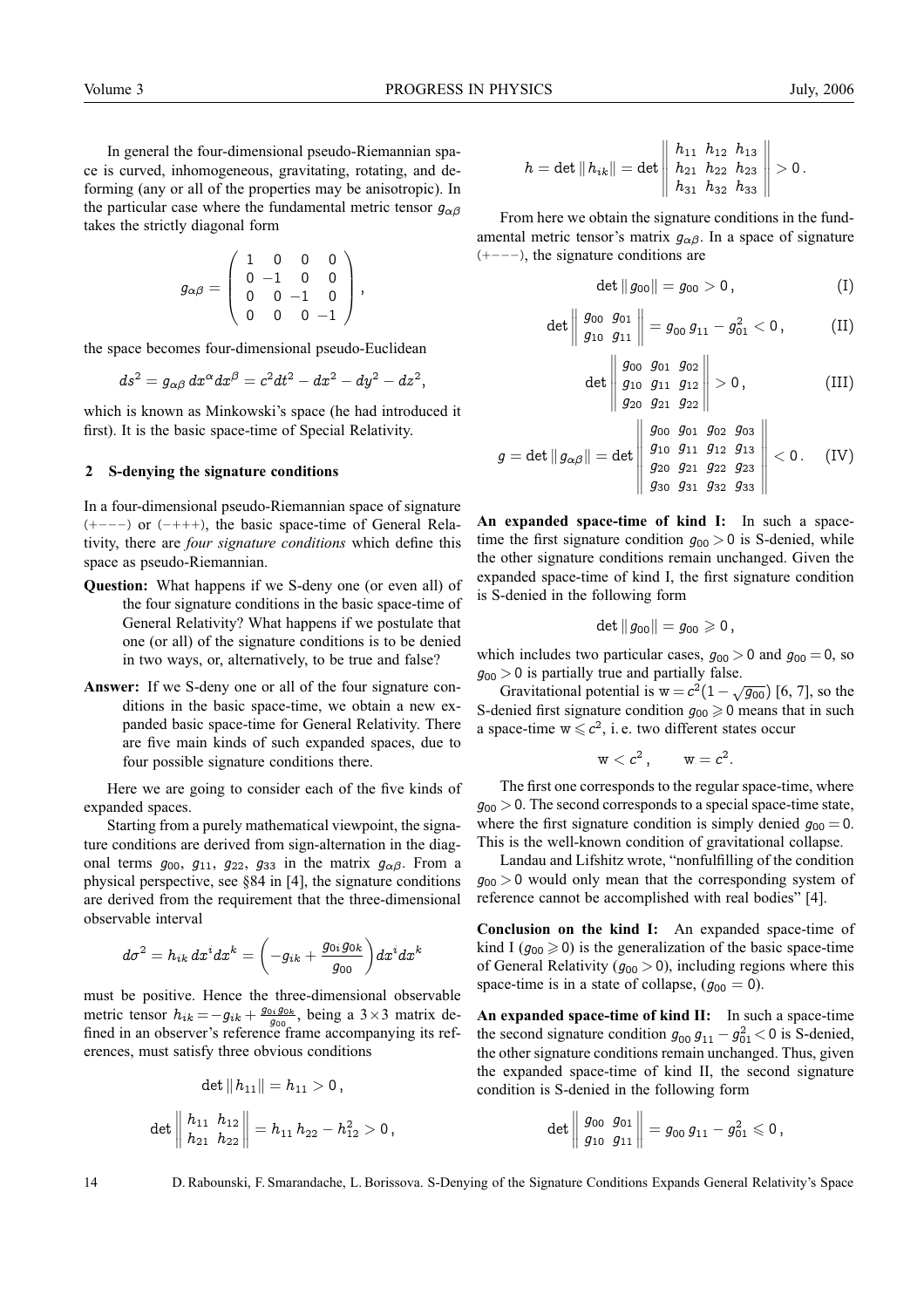In general the four-dimensional pseudo-Riemannian space is curved, inhomogeneous, gravitating, rotating, and deforming (any or all of the properties may be anisotropic). In the particular case where the fundamental metric tensor $g_{\alpha\beta}$ takes the strictly diagonal form

$$g_{\alpha\beta} = \begin{pmatrix} 1 & 0 & 0 & 0 \\ 0 & -1 & 0 & 0 \\ 0 & 0 & -1 & 0 \\ 0 & 0 & 0 & -1 \end{pmatrix},$$

the space becomes four-dimensional pseudo-Euclidean

$$ds^2 = g_{\alpha\beta}\, dx^\alpha dx^\beta = c^2 dt^2 - dx^2 - dy^2 - dz^2,$$

which is known as Minkowski's space (he had introduced it first). It is the basic space-time of Special Relativity.

## 2 S-denying the signature conditions

In a four-dimensional pseudo-Riemannian space of signature $(+---)$ or $(-+++)$, the basic space-time of General Relativity, there are *four signature conditions* which define this space as pseudo-Riemannian.

**Question:** What happens if we S-deny one (or even all) of the four signature conditions in the basic space-time of General Relativity? What happens if we postulate that one (or all) of the signature conditions is to be denied in two ways, or, alternatively, to be true and false?

**Answer:** If we S-deny one or all of the four signature conditions in the basic space-time, we obtain a new expanded basic space-time for General Relativity. There are five main kinds of such expanded spaces, due to four possible signature conditions there.

Here we are going to consider each of the five kinds of expanded spaces.

Starting from a purely mathematical viewpoint, the signature conditions are derived from sign-alternation in the diagonal terms $g_{00}$, $g_{11}$, $g_{22}$, $g_{33}$ in the matrix $g_{\alpha\beta}$. From a physical perspective, see §84 in [4], the signature conditions are derived from the requirement that the three-dimensional observable interval

$$d\sigma^2 = h_{ik}\, dx^i dx^k = \left(-g_{ik} + \frac{g_{0i}\, g_{0k}}{g_{00}}\right) dx^i dx^k$$

must be positive. Hence the three-dimensional observable metric tensor $h_{ik} = -g_{ik} + \frac{g_{0i}\, g_{0k}}{g_{00}}$, being a $3\times3$ matrix defined in an observer's reference frame accompanying its references, must satisfy three obvious conditions

$$\det \| h_{11} \| = h_{11} > 0\,,$$

$$\det \begin{Vmatrix} h_{11} & h_{12} \\ h_{21} & h_{22} \end{Vmatrix} = h_{11}\, h_{22} - h_{12}^2 > 0\,,$$

$$h = \det \| h_{ik} \| = \det \begin{Vmatrix} h_{11} & h_{12} & h_{13} \\ h_{21} & h_{22} & h_{23} \\ h_{31} & h_{32} & h_{33} \end{Vmatrix} > 0\,.$$

From here we obtain the signature conditions in the fundamental metric tensor's matrix $g_{\alpha\beta}$. In a space of signature $(+---)$, the signature conditions are

$$\det \| g_{00} \| = g_{00} > 0\,, \tag{I}$$

$$\det \begin{Vmatrix} g_{00} & g_{01} \\ g_{10} & g_{11} \end{Vmatrix} = g_{00}\, g_{11} - g_{01}^2 < 0\,, \tag{II}$$

$$\det \begin{Vmatrix} g_{00} & g_{01} & g_{02} \\ g_{10} & g_{11} & g_{12} \\ g_{20} & g_{21} & g_{22} \end{Vmatrix} > 0\,, \tag{III}$$

$$g = \det \| g_{\alpha\beta} \| = \det \begin{Vmatrix} g_{00} & g_{01} & g_{02} & g_{03} \\ g_{10} & g_{11} & g_{12} & g_{13} \\ g_{20} & g_{21} & g_{22} & g_{23} \\ g_{30} & g_{31} & g_{32} & g_{33} \end{Vmatrix} < 0\,. \tag{IV}$$

**An expanded space-time of kind I:** In such a space-time the first signature condition $g_{00} > 0$ is S-denied, while the other signature conditions remain unchanged. Given the expanded space-time of kind I, the first signature condition is S-denied in the following form

$$\det \| g_{00} \| = g_{00} \geqslant 0\,,$$

which includes two particular cases, $g_{00} > 0$ and $g_{00} = 0$, so $g_{00} > 0$ is partially true and partially false.

Gravitational potential is $\mathrm{w} = c^2(1 - \sqrt{g_{00}})$ [6, 7], so the S-denied first signature condition $g_{00} \geqslant 0$ means that in such a space-time $\mathrm{w} \leqslant c^2$, i. e. two different states occur

$$\mathrm{w} < c^2\,, \qquad \mathrm{w} = c^2.$$

The first one corresponds to the regular space-time, where $g_{00} > 0$. The second corresponds to a special space-time state, where the first signature condition is simply denied $g_{00} = 0$. This is the well-known condition of gravitational collapse.

Landau and Lifshitz wrote, "nonfulfilling of the condition $g_{00} > 0$ would only mean that the corresponding system of reference cannot be accomplished with real bodies" [4].

**Conclusion on the kind I:** An expanded space-time of kind I ($g_{00} \geqslant 0$) is the generalization of the basic space-time of General Relativity ($g_{00} > 0$), including regions where this space-time is in a state of collapse, ($g_{00} = 0$).

**An expanded space-time of kind II:** In such a space-time the second signature condition $g_{00}\, g_{11} - g_{01}^2 < 0$ is S-denied, the other signature conditions remain unchanged. Thus, given the expanded space-time of kind II, the second signature condition is S-denied in the following form

$$\det \begin{Vmatrix} g_{00} & g_{01} \\ g_{10} & g_{11} \end{Vmatrix} = g_{00}\, g_{11} - g_{01}^2 \leqslant 0\,,$$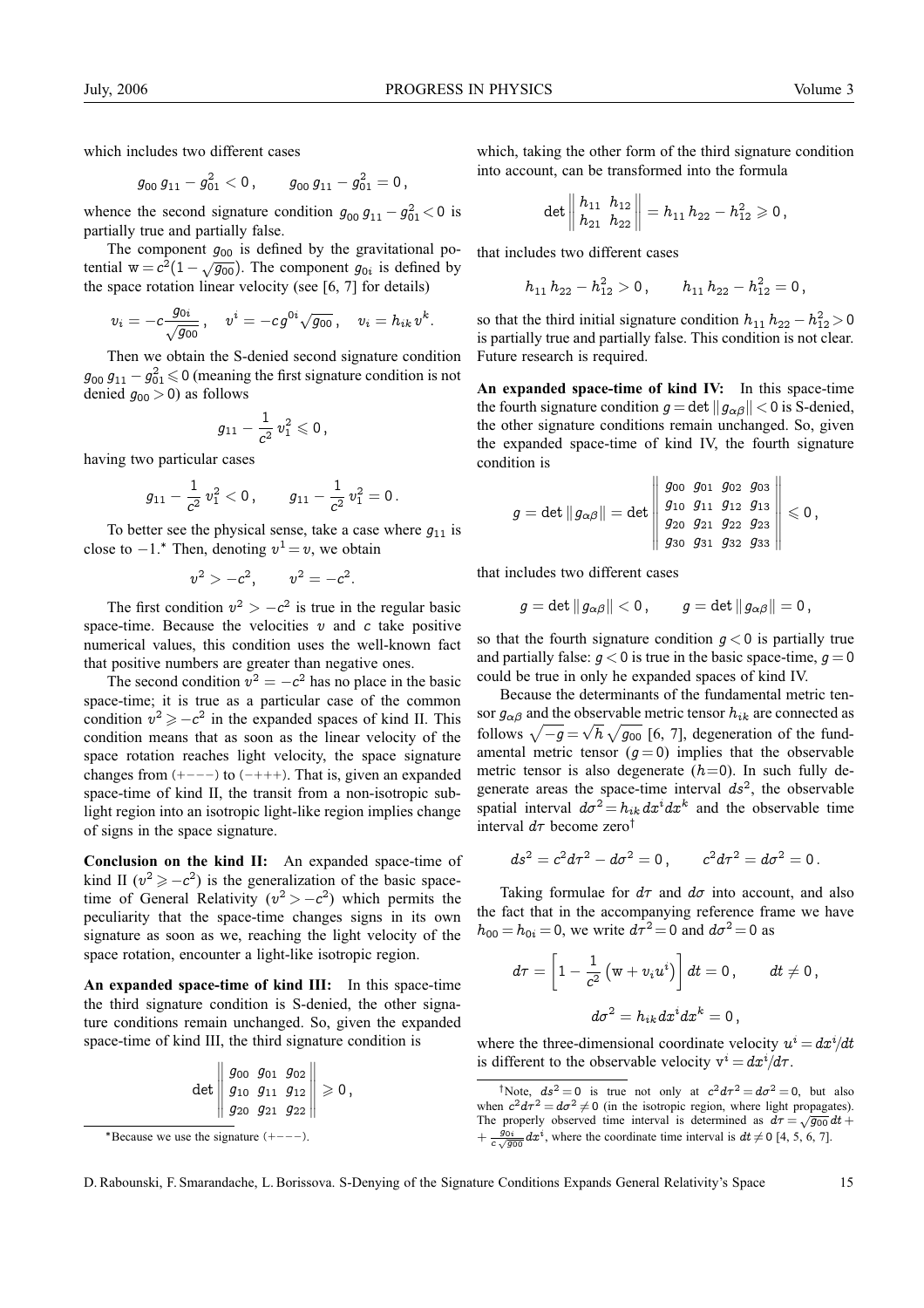which includes two different cases

$$g_{00}\,g_{11} - g_{01}^2 < 0\,, \qquad g_{00}\,g_{11} - g_{01}^2 = 0\,,$$

whence the second signature condition $g_{00}\,g_{11} - g_{01}^2 < 0$ is partially true and partially false.

The component $g_{00}$ is defined by the gravitational potential $\mathrm{w} = c^2(1 - \sqrt{g_{00}})$. The component $g_{0i}$ is defined by the space rotation linear velocity (see [6, 7] for details)

$$v_i = -c\frac{g_{0i}}{\sqrt{g_{00}}}\,, \quad v^i = -c\,g^{0i}\sqrt{g_{00}}\,, \quad v_i = h_{ik}\,v^k.$$

Then we obtain the S-denied second signature condition $g_{00}\,g_{11} - g_{01}^2 \leqslant 0$ (meaning the first signature condition is not denied $g_{00} > 0$) as follows

$$g_{11} - \frac{1}{c^2}\,v_1^2 \leqslant 0\,,$$

having two particular cases

$$g_{11} - \frac{1}{c^2}\,v_1^2 < 0\,, \qquad g_{11} - \frac{1}{c^2}\,v_1^2 = 0\,.$$

To better see the physical sense, take a case where $g_{11}$ is close to $-1$.* Then, denoting $v^1 = v$, we obtain

$$v^2 > -c^2, \qquad v^2 = -c^2.$$

The first condition $v^2 > -c^2$ is true in the regular basic space-time. Because the velocities $v$ and $c$ take positive numerical values, this condition uses the well-known fact that positive numbers are greater than negative ones.

The second condition $v^2 = -c^2$ has no place in the basic space-time; it is true as a particular case of the common condition $v^2 \geqslant -c^2$ in the expanded spaces of kind II. This condition means that as soon as the linear velocity of the space rotation reaches light velocity, the space signature changes from $(+---)$ to $(-+++)$. That is, given an expanded space-time of kind II, the transit from a non-isotropic sub-light region into an isotropic light-like region implies change of signs in the space signature.

**Conclusion on the kind II:** An expanded space-time of kind II ($v^2 \geqslant -c^2$) is the generalization of the basic space-time of General Relativity ($v^2 > -c^2$) which permits the peculiarity that the space-time changes signs in its own signature as soon as we, reaching the light velocity of the space rotation, encounter a light-like isotropic region.

**An expanded space-time of kind III:** In this space-time the third signature condition is S-denied, the other signature conditions remain unchanged. So, given the expanded space-time of kind III, the third signature condition is

$$\det \begin{Vmatrix} g_{00} & g_{01} & g_{02} \\ g_{10} & g_{11} & g_{12} \\ g_{20} & g_{21} & g_{22} \end{Vmatrix} \geqslant 0\,,$$

which, taking the other form of the third signature condition into account, can be transformed into the formula

$$\det \begin{Vmatrix} h_{11} & h_{12} \\ h_{21} & h_{22} \end{Vmatrix} = h_{11}\,h_{22} - h_{12}^2 \geqslant 0\,,$$

that includes two different cases

$$h_{11}\,h_{22} - h_{12}^2 > 0\,, \qquad h_{11}\,h_{22} - h_{12}^2 = 0\,,$$

so that the third initial signature condition $h_{11}\,h_{22} - h_{12}^2 > 0$ is partially true and partially false. This condition is not clear. Future research is required.

**An expanded space-time of kind IV:** In this space-time the fourth signature condition $g = \det\|g_{\alpha\beta}\| < 0$ is S-denied, the other signature conditions remain unchanged. So, given the expanded space-time of kind IV, the fourth signature condition is

$$g = \det\|g_{\alpha\beta}\| = \det \begin{Vmatrix} g_{00} & g_{01} & g_{02} & g_{03} \\ g_{10} & g_{11} & g_{12} & g_{13} \\ g_{20} & g_{21} & g_{22} & g_{23} \\ g_{30} & g_{31} & g_{32} & g_{33} \end{Vmatrix} \leqslant 0\,,$$

that includes two different cases

$$g = \det\|g_{\alpha\beta}\| < 0\,, \qquad g = \det\|g_{\alpha\beta}\| = 0\,,$$

so that the fourth signature condition $g < 0$ is partially true and partially false: $g < 0$ is true in the basic space-time, $g = 0$ could be true in only he expanded spaces of kind IV.

Because the determinants of the fundamental metric tensor $g_{\alpha\beta}$ and the observable metric tensor $h_{ik}$ are connected as follows $\sqrt{-g} = \sqrt{h}\,\sqrt{g_{00}}$ [6, 7], degeneration of the fundamental metric tensor ($g = 0$) implies that the observable metric tensor is also degenerate ($h = 0$). In such fully degenerate areas the space-time interval $ds^2$, the observable spatial interval $d\sigma^2 = h_{ik}\,dx^i dx^k$ and the observable time interval $d\tau$ become zero†

$$ds^2 = c^2 d\tau^2 - d\sigma^2 = 0\,, \qquad c^2 d\tau^2 = d\sigma^2 = 0\,.$$

Taking formulae for $d\tau$ and $d\sigma$ into account, and also the fact that in the accompanying reference frame we have $h_{00} = h_{0i} = 0$, we write $d\tau^2 = 0$ and $d\sigma^2 = 0$ as

$$d\tau = \left[1 - \frac{1}{c^2}\left(\mathrm{w} + v_i u^i\right)\right] dt = 0\,, \qquad dt \neq 0\,,$$

$$d\sigma^2 = h_{ik}\,dx^i dx^k = 0\,,$$

where the three-dimensional coordinate velocity $u^i = dx^i/dt$ is different to the observable velocity $\mathrm{v}^i = dx^i/d\tau$.

---

*Because we use the signature $(+---)$.

†Note, $ds^2 = 0$ is true not only at $c^2 d\tau^2 = d\sigma^2 = 0$, but also when $c^2 d\tau^2 = d\sigma^2 \neq 0$ (in the isotropic region, where light propagates). The properly observed time interval is determined as $d\tau = \sqrt{g_{00}}\,dt + \frac{g_{0i}}{c\sqrt{g_{00}}}dx^i$, where the coordinate time interval is $dt \neq 0$ [4, 5, 6, 7].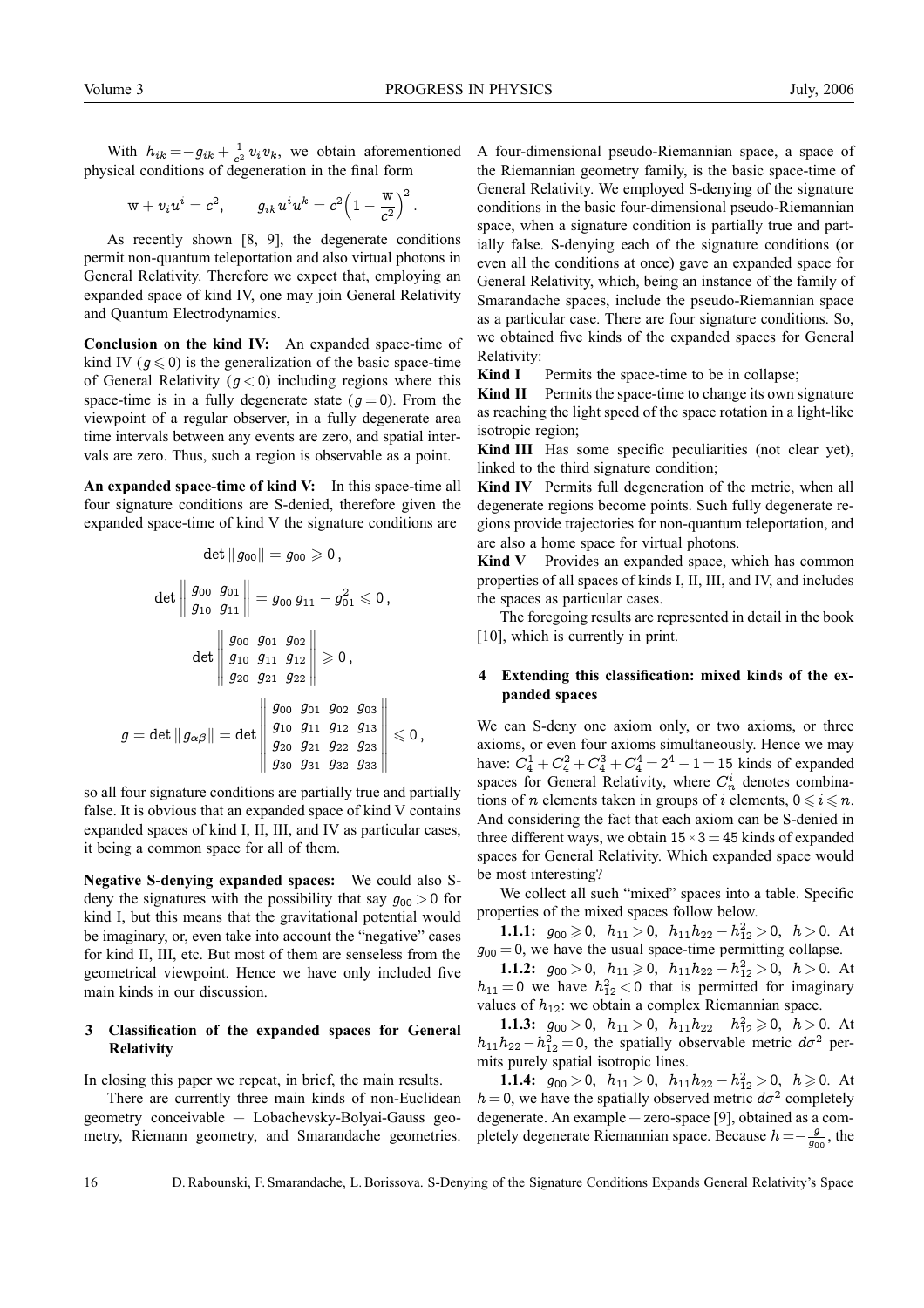With $h_{ik} = -g_{ik} + \frac{1}{c^2} v_i v_k$, we obtain aforementioned physical conditions of degeneration in the final form

$$\mathrm{w} + v_i u^i = c^2, \qquad g_{ik} u^i u^k = c^2 \Big(1 - \frac{\mathrm{w}}{c^2}\Big)^2.$$

As recently shown [8, 9], the degenerate conditions permit non-quantum teleportation and also virtual photons in General Relativity. Therefore we expect that, employing an expanded space of kind IV, one may join General Relativity and Quantum Electrodynamics.

**Conclusion on the kind IV:** An expanded space-time of kind IV ($g \leqslant 0$) is the generalization of the basic space-time of General Relativity ($g < 0$) including regions where this space-time is in a fully degenerate state ($g = 0$). From the viewpoint of a regular observer, in a fully degenerate area time intervals between any events are zero, and spatial intervals are zero. Thus, such a region is observable as a point.

**An expanded space-time of kind V:** In this space-time all four signature conditions are S-denied, therefore given the expanded space-time of kind V the signature conditions are

$$\det \| g_{00} \| = g_{00} \geqslant 0\,,$$

$$\det \begin{Vmatrix} g_{00} & g_{01} \\ g_{10} & g_{11} \end{Vmatrix} = g_{00}\, g_{11} - g_{01}^2 \leqslant 0\,,$$

$$\det \begin{Vmatrix} g_{00} & g_{01} & g_{02} \\ g_{10} & g_{11} & g_{12} \\ g_{20} & g_{21} & g_{22} \end{Vmatrix} \geqslant 0\,,$$

$$g = \det \| g_{\alpha\beta} \| = \det \begin{Vmatrix} g_{00} & g_{01} & g_{02} & g_{03} \\ g_{10} & g_{11} & g_{12} & g_{13} \\ g_{20} & g_{21} & g_{22} & g_{23} \\ g_{30} & g_{31} & g_{32} & g_{33} \end{Vmatrix} \leqslant 0\,,$$

so all four signature conditions are partially true and partially false. It is obvious that an expanded space of kind V contains expanded spaces of kind I, II, III, and IV as particular cases, it being a common space for all of them.

**Negative S-denying expanded spaces:** We could also S-deny the signatures with the possibility that say $g_{00} > 0$ for kind I, but this means that the gravitational potential would be imaginary, or, even take into account the "negative" cases for kind II, III, etc. But most of them are senseless from the geometrical viewpoint. Hence we have only included five main kinds in our discussion.

## 3 Classification of the expanded spaces for General Relativity

In closing this paper we repeat, in brief, the main results.

There are currently three main kinds of non-Euclidean geometry conceivable — Lobachevsky-Bolyai-Gauss geometry, Riemann geometry, and Smarandache geometries. A four-dimensional pseudo-Riemannian space, a space of the Riemannian geometry family, is the basic space-time of General Relativity. We employed S-denying of the signature conditions in the basic four-dimensional pseudo-Riemannian space, when a signature condition is partially true and partially false. S-denying each of the signature conditions (or even all the conditions at once) gave an expanded space for General Relativity, which, being an instance of the family of Smarandache spaces, include the pseudo-Riemannian space as a particular case. There are four signature conditions. So, we obtained five kinds of the expanded spaces for General Relativity:

**Kind I** Permits the space-time to be in collapse;

**Kind II** Permits the space-time to change its own signature as reaching the light speed of the space rotation in a light-like isotropic region;

**Kind III** Has some specific peculiarities (not clear yet), linked to the third signature condition;

**Kind IV** Permits full degeneration of the metric, when all degenerate regions become points. Such fully degenerate regions provide trajectories for non-quantum teleportation, and are also a home space for virtual photons.

**Kind V** Provides an expanded space, which has common properties of all spaces of kinds I, II, III, and IV, and includes the spaces as particular cases.

The foregoing results are represented in detail in the book [10], which is currently in print.

## 4 Extending this classification: mixed kinds of the expanded spaces

We can S-deny one axiom only, or two axioms, or three axioms, or even four axioms simultaneously. Hence we may have: $C_4^1 + C_4^2 + C_4^3 + C_4^4 = 2^4 - 1 = 15$ kinds of expanded spaces for General Relativity, where $C_n^i$ denotes combinations of $n$ elements taken in groups of $i$ elements, $0 \leqslant i \leqslant n$. And considering the fact that each axiom can be S-denied in three different ways, we obtain $15 \times 3 = 45$ kinds of expanded spaces for General Relativity. Which expanded space would be most interesting?

We collect all such "mixed" spaces into a table. Specific properties of the mixed spaces follow below.

**1.1.1:** $g_{00} \geqslant 0$, $h_{11} > 0$, $h_{11}h_{22} - h_{12}^2 > 0$, $h > 0$. At $g_{00} = 0$, we have the usual space-time permitting collapse.

**1.1.2:** $g_{00} > 0$, $h_{11} \geqslant 0$, $h_{11}h_{22} - h_{12}^2 > 0$, $h > 0$. At $h_{11} = 0$ we have $h_{12}^2 < 0$ that is permitted for imaginary values of $h_{12}$: we obtain a complex Riemannian space.

**1.1.3:** $g_{00} > 0$, $h_{11} > 0$, $h_{11}h_{22} - h_{12}^2 \geqslant 0$, $h > 0$. At $h_{11}h_{22} - h_{12}^2 = 0$, the spatially observable metric $d\sigma^2$ permits purely spatial isotropic lines.

**1.1.4:** $g_{00} > 0$, $h_{11} > 0$, $h_{11}h_{22} - h_{12}^2 > 0$, $h \geqslant 0$. At $h = 0$, we have the spatially observed metric $d\sigma^2$ completely degenerate. An example — zero-space [9], obtained as a completely degenerate Riemannian space. Because $h = -\frac{g}{g_{00}}$, the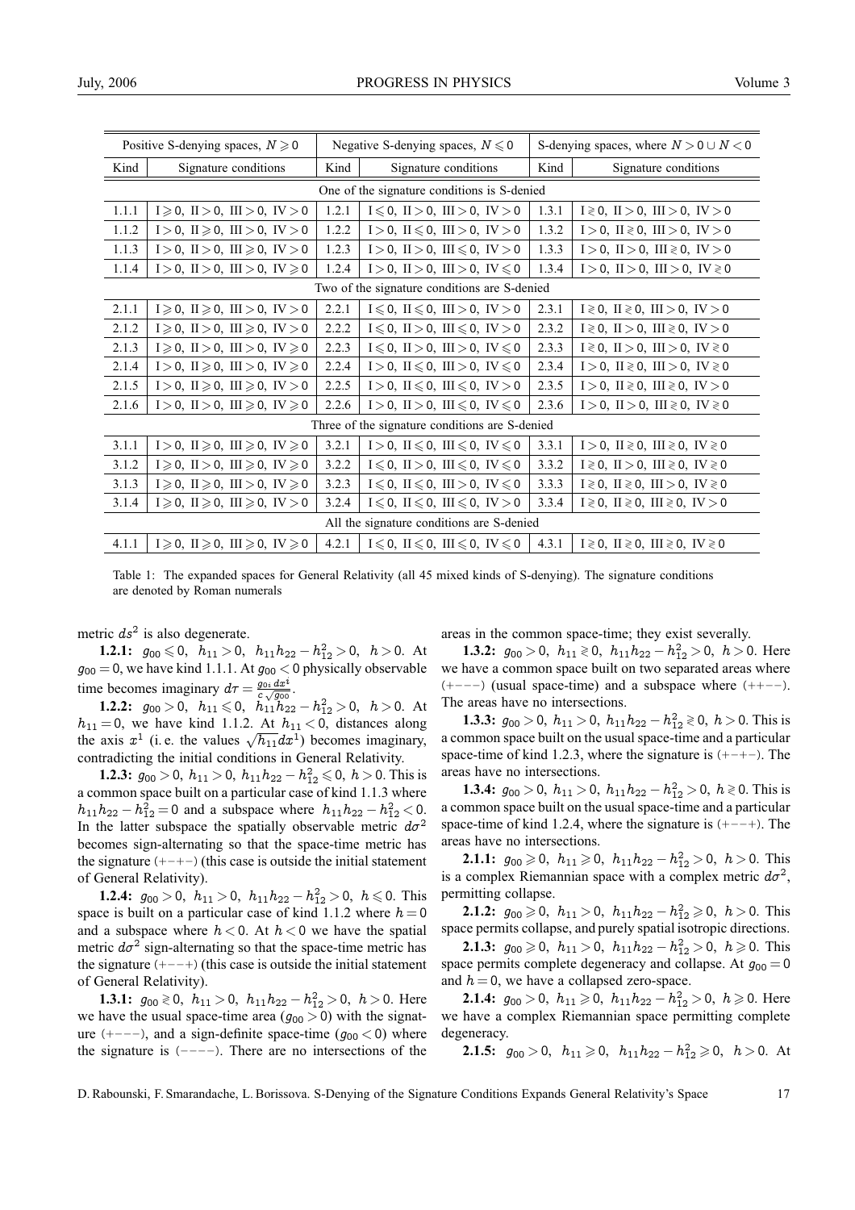| Positive S-denying spaces, $N \geqslant 0$ | | Negative S-denying spaces, $N \leqslant 0$ | | S-denying spaces, where $N > 0 \cup N < 0$ | |
|---|---|---|---|---|---|
| Kind | Signature conditions | Kind | Signature conditions | Kind | Signature conditions |
| One of the signature conditions is S-denied | | | | | |
| 1.1.1 | $\mathrm{I} \geqslant 0,\ \mathrm{II} > 0,\ \mathrm{III} > 0,\ \mathrm{IV} > 0$ | 1.2.1 | $\mathrm{I} \leqslant 0,\ \mathrm{II} > 0,\ \mathrm{III} > 0,\ \mathrm{IV} > 0$ | 1.3.1 | $\mathrm{I} \gtrless 0,\ \mathrm{II} > 0,\ \mathrm{III} > 0,\ \mathrm{IV} > 0$ |
| 1.1.2 | $\mathrm{I} > 0,\ \mathrm{II} \geqslant 0,\ \mathrm{III} > 0,\ \mathrm{IV} > 0$ | 1.2.2 | $\mathrm{I} > 0,\ \mathrm{II} \leqslant 0,\ \mathrm{III} > 0,\ \mathrm{IV} > 0$ | 1.3.2 | $\mathrm{I} > 0,\ \mathrm{II} \gtrless 0,\ \mathrm{III} > 0,\ \mathrm{IV} > 0$ |
| 1.1.3 | $\mathrm{I} > 0,\ \mathrm{II} > 0,\ \mathrm{III} \geqslant 0,\ \mathrm{IV} > 0$ | 1.2.3 | $\mathrm{I} > 0,\ \mathrm{II} > 0,\ \mathrm{III} \leqslant 0,\ \mathrm{IV} > 0$ | 1.3.3 | $\mathrm{I} > 0,\ \mathrm{II} > 0,\ \mathrm{III} \gtrless 0,\ \mathrm{IV} > 0$ |
| 1.1.4 | $\mathrm{I} > 0,\ \mathrm{II} > 0,\ \mathrm{III} > 0,\ \mathrm{IV} \geqslant 0$ | 1.2.4 | $\mathrm{I} > 0,\ \mathrm{II} > 0,\ \mathrm{III} > 0,\ \mathrm{IV} \leqslant 0$ | 1.3.4 | $\mathrm{I} > 0,\ \mathrm{II} > 0,\ \mathrm{III} > 0,\ \mathrm{IV} \gtrless 0$ |
| Two of the signature conditions are S-denied | | | | | |
| 2.1.1 | $\mathrm{I} \geqslant 0,\ \mathrm{II} \geqslant 0,\ \mathrm{III} > 0,\ \mathrm{IV} > 0$ | 2.2.1 | $\mathrm{I} \leqslant 0,\ \mathrm{II} \leqslant 0,\ \mathrm{III} > 0,\ \mathrm{IV} > 0$ | 2.3.1 | $\mathrm{I} \gtrless 0,\ \mathrm{II} \gtrless 0,\ \mathrm{III} > 0,\ \mathrm{IV} > 0$ |
| 2.1.2 | $\mathrm{I} \geqslant 0,\ \mathrm{II} > 0,\ \mathrm{III} \geqslant 0,\ \mathrm{IV} > 0$ | 2.2.2 | $\mathrm{I} \leqslant 0,\ \mathrm{II} > 0,\ \mathrm{III} \leqslant 0,\ \mathrm{IV} > 0$ | 2.3.2 | $\mathrm{I} \gtrless 0,\ \mathrm{II} > 0,\ \mathrm{III} \gtrless 0,\ \mathrm{IV} > 0$ |
| 2.1.3 | $\mathrm{I} \geqslant 0,\ \mathrm{II} > 0,\ \mathrm{III} > 0,\ \mathrm{IV} \geqslant 0$ | 2.2.3 | $\mathrm{I} \leqslant 0,\ \mathrm{II} > 0,\ \mathrm{III} > 0,\ \mathrm{IV} \leqslant 0$ | 2.3.3 | $\mathrm{I} \gtrless 0,\ \mathrm{II} > 0,\ \mathrm{III} > 0,\ \mathrm{IV} \gtrless 0$ |
| 2.1.4 | $\mathrm{I} > 0,\ \mathrm{II} \geqslant 0,\ \mathrm{III} > 0,\ \mathrm{IV} \geqslant 0$ | 2.2.4 | $\mathrm{I} > 0,\ \mathrm{II} \leqslant 0,\ \mathrm{III} > 0,\ \mathrm{IV} \leqslant 0$ | 2.3.4 | $\mathrm{I} > 0,\ \mathrm{II} \gtrless 0,\ \mathrm{III} > 0,\ \mathrm{IV} \gtrless 0$ |
| 2.1.5 | $\mathrm{I} > 0,\ \mathrm{II} \geqslant 0,\ \mathrm{III} \geqslant 0,\ \mathrm{IV} > 0$ | 2.2.5 | $\mathrm{I} > 0,\ \mathrm{II} \leqslant 0,\ \mathrm{III} \leqslant 0,\ \mathrm{IV} > 0$ | 2.3.5 | $\mathrm{I} > 0,\ \mathrm{II} \gtrless 0,\ \mathrm{III} \gtrless 0,\ \mathrm{IV} > 0$ |
| 2.1.6 | $\mathrm{I} > 0,\ \mathrm{II} > 0,\ \mathrm{III} \geqslant 0,\ \mathrm{IV} \geqslant 0$ | 2.2.6 | $\mathrm{I} > 0,\ \mathrm{II} > 0,\ \mathrm{III} \leqslant 0,\ \mathrm{IV} \leqslant 0$ | 2.3.6 | $\mathrm{I} > 0,\ \mathrm{II} > 0,\ \mathrm{III} \gtrless 0,\ \mathrm{IV} \gtrless 0$ |
| Three of the signature conditions are S-denied | | | | | |
| 3.1.1 | $\mathrm{I} > 0,\ \mathrm{II} \geqslant 0,\ \mathrm{III} \geqslant 0,\ \mathrm{IV} \geqslant 0$ | 3.2.1 | $\mathrm{I} > 0,\ \mathrm{II} \leqslant 0,\ \mathrm{III} \leqslant 0,\ \mathrm{IV} \leqslant 0$ | 3.3.1 | $\mathrm{I} > 0,\ \mathrm{II} \gtrless 0,\ \mathrm{III} \gtrless 0,\ \mathrm{IV} \gtrless 0$ |
| 3.1.2 | $\mathrm{I} \geqslant 0,\ \mathrm{II} > 0,\ \mathrm{III} \geqslant 0,\ \mathrm{IV} \geqslant 0$ | 3.2.2 | $\mathrm{I} \leqslant 0,\ \mathrm{II} > 0,\ \mathrm{III} \leqslant 0,\ \mathrm{IV} \leqslant 0$ | 3.3.2 | $\mathrm{I} \gtrless 0,\ \mathrm{II} > 0,\ \mathrm{III} \gtrless 0,\ \mathrm{IV} \gtrless 0$ |
| 3.1.3 | $\mathrm{I} \geqslant 0,\ \mathrm{II} \geqslant 0,\ \mathrm{III} > 0,\ \mathrm{IV} \geqslant 0$ | 3.2.3 | $\mathrm{I} \leqslant 0,\ \mathrm{II} \leqslant 0,\ \mathrm{III} > 0,\ \mathrm{IV} \leqslant 0$ | 3.3.3 | $\mathrm{I} \gtrless 0,\ \mathrm{II} \gtrless 0,\ \mathrm{III} > 0,\ \mathrm{IV} \gtrless 0$ |
| 3.1.4 | $\mathrm{I} \geqslant 0,\ \mathrm{II} \geqslant 0,\ \mathrm{III} \geqslant 0,\ \mathrm{IV} > 0$ | 3.2.4 | $\mathrm{I} \leqslant 0,\ \mathrm{II} \leqslant 0,\ \mathrm{III} \leqslant 0,\ \mathrm{IV} > 0$ | 3.3.4 | $\mathrm{I} \gtrless 0,\ \mathrm{II} \gtrless 0,\ \mathrm{III} \gtrless 0,\ \mathrm{IV} > 0$ |
| All the signature conditions are S-denied | | | | | |
| 4.1.1 | $\mathrm{I} \geqslant 0,\ \mathrm{II} \geqslant 0,\ \mathrm{III} \geqslant 0,\ \mathrm{IV} \geqslant 0$ | 4.2.1 | $\mathrm{I} \leqslant 0,\ \mathrm{II} \leqslant 0,\ \mathrm{III} \leqslant 0,\ \mathrm{IV} \leqslant 0$ | 4.3.1 | $\mathrm{I} \gtrless 0,\ \mathrm{II} \gtrless 0,\ \mathrm{III} \gtrless 0,\ \mathrm{IV} \gtrless 0$ |

Table 1: The expanded spaces for General Relativity (all 45 mixed kinds of S-denying). The signature conditions are denoted by Roman numerals

metric $ds^2$ is also degenerate.

**1.2.1:** $g_{00} \leqslant 0,\ h_{11} > 0,\ h_{11}h_{22} - h_{12}^2 > 0,\ h > 0$. At $g_{00} = 0$, we have kind 1.1.1. At $g_{00} < 0$ physically observable time becomes imaginary $d\tau = \frac{g_{0i}\,dx^i}{c\sqrt{g_{00}}}$.

**1.2.2:** $g_{00} > 0,\ h_{11} \leqslant 0,\ h_{11}h_{22} - h_{12}^2 > 0,\ h > 0$. At $h_{11} = 0$, we have kind 1.1.2. At $h_{11} < 0$, distances along the axis $x^1$ (i. e. the values $\sqrt{h_{11}}dx^1$) becomes imaginary, contradicting the initial conditions in General Relativity.

**1.2.3:** $g_{00} > 0,\ h_{11} > 0,\ h_{11}h_{22} - h_{12}^2 \leqslant 0,\ h > 0$. This is a common space built on a particular case of kind 1.1.3 where $h_{11}h_{22} - h_{12}^2 = 0$ and a subspace where $h_{11}h_{22} - h_{12}^2 < 0$. In the latter subspace the spatially observable metric $d\sigma^2$ becomes sign-alternating so that the space-time metric has the signature $(+-+-)$ (this case is outside the initial statement of General Relativity).

**1.2.4:** $g_{00} > 0,\ h_{11} > 0,\ h_{11}h_{22} - h_{12}^2 > 0,\ h \leqslant 0$. This space is built on a particular case of kind 1.1.2 where $h = 0$ and a subspace where $h < 0$. At $h < 0$ we have the spatial metric $d\sigma^2$ sign-alternating so that the space-time metric has the signature $(+--+)$ (this case is outside the initial statement of General Relativity).

**1.3.1:** $g_{00} \gtrless 0,\ h_{11} > 0,\ h_{11}h_{22} - h_{12}^2 > 0,\ h > 0$. Here we have the usual space-time area ($g_{00} > 0$) with the signature $(+---)$, and a sign-definite space-time ($g_{00} < 0$) where the signature is $(----)$. There are no intersections of the areas in the common space-time; they exist severally.

**1.3.2:** $g_{00} > 0,\ h_{11} \gtrless 0,\ h_{11}h_{22} - h_{12}^2 > 0,\ h > 0$. Here we have a common space built on two separated areas where $(+---)$ (usual space-time) and a subspace where $(++--)$. The areas have no intersections.

**1.3.3:** $g_{00} > 0,\ h_{11} > 0,\ h_{11}h_{22} - h_{12}^2 \gtrless 0,\ h > 0$. This is a common space built on the usual space-time and a particular space-time of kind 1.2.3, where the signature is $(+-+-)$. The areas have no intersections.

**1.3.4:** $g_{00} > 0,\ h_{11} > 0,\ h_{11}h_{22} - h_{12}^2 > 0,\ h \gtrless 0$. This is a common space built on the usual space-time and a particular space-time of kind 1.2.4, where the signature is $(+--+)$. The areas have no intersections.

**2.1.1:** $g_{00} \geqslant 0,\ h_{11} \geqslant 0,\ h_{11}h_{22} - h_{12}^2 > 0,\ h > 0$. This is a complex Riemannian space with a complex metric $d\sigma^2$, permitting collapse.

**2.1.2:** $g_{00} \geqslant 0,\ h_{11} > 0,\ h_{11}h_{22} - h_{12}^2 \geqslant 0,\ h > 0$. This space permits collapse, and purely spatial isotropic directions.

**2.1.3:** $g_{00} \geqslant 0,\ h_{11} > 0,\ h_{11}h_{22} - h_{12}^2 > 0,\ h \geqslant 0$. This space permits complete degeneracy and collapse. At $g_{00} = 0$ and $h = 0$, we have a collapsed zero-space.

**2.1.4:** $g_{00} > 0,\ h_{11} \geqslant 0,\ h_{11}h_{22} - h_{12}^2 > 0,\ h \geqslant 0$. Here we have a complex Riemannian space permitting complete degeneracy.

**2.1.5:** $g_{00} > 0,\ h_{11} \geqslant 0,\ h_{11}h_{22} - h_{12}^2 \geqslant 0,\ h > 0$. At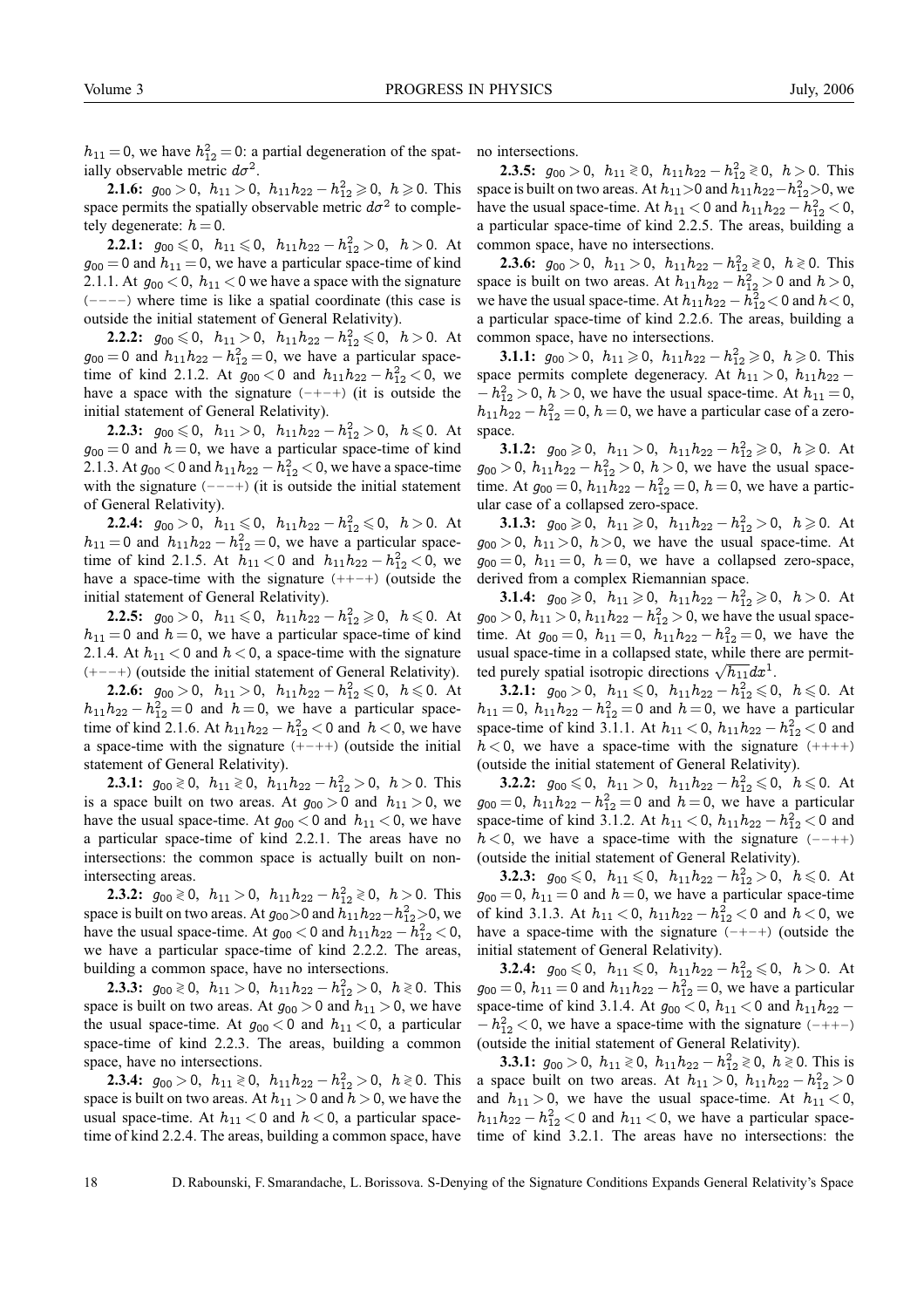$h_{11} = 0$, we have $h_{12}^2 = 0$: a partial degeneration of the spatially observable metric $d\sigma^2$.

**2.1.6:** $g_{00} > 0$, $h_{11} > 0$, $h_{11}h_{22} - h_{12}^2 \geqslant 0$, $h \geqslant 0$. This space permits the spatially observable metric $d\sigma^2$ to completely degenerate: $h = 0$.

**2.2.1:** $g_{00} \leqslant 0$, $h_{11} \leqslant 0$, $h_{11}h_{22} - h_{12}^2 > 0$, $h > 0$. At $g_{00} = 0$ and $h_{11} = 0$, we have a particular space-time of kind 2.1.1. At $g_{00} < 0$, $h_{11} < 0$ we have a space with the signature $(----)$ where time is like a spatial coordinate (this case is outside the initial statement of General Relativity).

**2.2.2:** $g_{00} \leqslant 0$, $h_{11} > 0$, $h_{11}h_{22} - h_{12}^2 \leqslant 0$, $h > 0$. At $g_{00} = 0$ and $h_{11}h_{22} - h_{12}^2 = 0$, we have a particular space-time of kind 2.1.2. At $g_{00} < 0$ and $h_{11}h_{22} - h_{12}^2 < 0$, we have a space with the signature $(-+-+)$ (it is outside the initial statement of General Relativity).

**2.2.3:** $g_{00} \leqslant 0$, $h_{11} > 0$, $h_{11}h_{22} - h_{12}^2 > 0$, $h \leqslant 0$. At $g_{00} = 0$ and $h = 0$, we have a particular space-time of kind 2.1.3. At $g_{00} < 0$ and $h_{11}h_{22} - h_{12}^2 < 0$, we have a space-time with the signature $(---+)$ (it is outside the initial statement of General Relativity).

**2.2.4:** $g_{00} > 0$, $h_{11} \leqslant 0$, $h_{11}h_{22} - h_{12}^2 \leqslant 0$, $h > 0$. At $h_{11} = 0$ and $h_{11}h_{22} - h_{12}^2 = 0$, we have a particular space-time of kind 2.1.5. At $h_{11} < 0$ and $h_{11}h_{22} - h_{12}^2 < 0$, we have a space-time with the signature $(++-+)$ (outside the initial statement of General Relativity).

**2.2.5:** $g_{00} > 0$, $h_{11} \leqslant 0$, $h_{11}h_{22} - h_{12}^2 \geqslant 0$, $h \leqslant 0$. At $h_{11} = 0$ and $h = 0$, we have a particular space-time of kind 2.1.4. At $h_{11} < 0$ and $h < 0$, a space-time with the signature $(+--+)$ (outside the initial statement of General Relativity).

**2.2.6:** $g_{00} > 0$, $h_{11} > 0$, $h_{11}h_{22} - h_{12}^2 \leqslant 0$, $h \leqslant 0$. At $h_{11}h_{22} - h_{12}^2 = 0$ and $h = 0$, we have a particular space-time of kind 2.1.6. At $h_{11}h_{22} - h_{12}^2 < 0$ and $h < 0$, we have a space-time with the signature $(+-++)$ (outside the initial statement of General Relativity).

**2.3.1:** $g_{00} \gtrless 0$, $h_{11} \gtrless 0$, $h_{11}h_{22} - h_{12}^2 > 0$, $h > 0$. This is a space built on two areas. At $g_{00} > 0$ and $h_{11} > 0$, we have the usual space-time. At $g_{00} < 0$ and $h_{11} < 0$, we have a particular space-time of kind 2.2.1. The areas have no intersections: the common space is actually built on non-intersecting areas.

**2.3.2:** $g_{00} \gtrless 0$, $h_{11} > 0$, $h_{11}h_{22} - h_{12}^2 \gtrless 0$, $h > 0$. This space is built on two areas. At $g_{00} > 0$ and $h_{11}h_{22} - h_{12}^2 > 0$, we have the usual space-time. At $g_{00} < 0$ and $h_{11}h_{22} - h_{12}^2 < 0$, we have a particular space-time of kind 2.2.2. The areas, building a common space, have no intersections.

**2.3.3:** $g_{00} \gtrless 0$, $h_{11} > 0$, $h_{11}h_{22} - h_{12}^2 > 0$, $h \gtrless 0$. This space is built on two areas. At $g_{00} > 0$ and $h_{11} > 0$, we have the usual space-time. At $g_{00} < 0$ and $h_{11} < 0$, a particular space-time of kind 2.2.3. The areas, building a common space, have no intersections.

**2.3.4:** $g_{00} > 0$, $h_{11} \gtrless 0$, $h_{11}h_{22} - h_{12}^2 > 0$, $h \gtrless 0$. This space is built on two areas. At $h_{11} > 0$ and $h > 0$, we have the usual space-time. At $h_{11} < 0$ and $h < 0$, a particular space-time of kind 2.2.4. The areas, building a common space, have no intersections.

**2.3.5:** $g_{00} > 0$, $h_{11} \gtrless 0$, $h_{11}h_{22} - h_{12}^2 \gtrless 0$, $h > 0$. This space is built on two areas. At $h_{11} > 0$ and $h_{11}h_{22} - h_{12}^2 > 0$, we have the usual space-time. At $h_{11} < 0$ and $h_{11}h_{22} - h_{12}^2 < 0$, a particular space-time of kind 2.2.5. The areas, building a common space, have no intersections.

**2.3.6:** $g_{00} > 0$, $h_{11} > 0$, $h_{11}h_{22} - h_{12}^2 \gtrless 0$, $h \gtrless 0$. This space is built on two areas. At $h_{11}h_{22} - h_{12}^2 > 0$ and $h > 0$, we have the usual space-time. At $h_{11}h_{22} - h_{12}^2 < 0$ and $h < 0$, a particular space-time of kind 2.2.6. The areas, building a common space, have no intersections.

**3.1.1:** $g_{00} > 0$, $h_{11} \geqslant 0$, $h_{11}h_{22} - h_{12}^2 \geqslant 0$, $h \geqslant 0$. This space permits complete degeneracy. At $h_{11} > 0$, $h_{11}h_{22} - h_{12}^2 > 0$, $h > 0$, we have the usual space-time. At $h_{11} = 0$, $h_{11}h_{22} - h_{12}^2 = 0$, $h = 0$, we have a particular case of a zero-space.

**3.1.2:** $g_{00} \geqslant 0$, $h_{11} > 0$, $h_{11}h_{22} - h_{12}^2 \geqslant 0$, $h \geqslant 0$. At $g_{00} > 0$, $h_{11}h_{22} - h_{12}^2 > 0$, $h > 0$, we have the usual space-time. At $g_{00} = 0$, $h_{11}h_{22} - h_{12}^2 = 0$, $h = 0$, we have a particular case of a collapsed zero-space.

**3.1.3:** $g_{00} \geqslant 0$, $h_{11} \geqslant 0$, $h_{11}h_{22} - h_{12}^2 > 0$, $h \geqslant 0$. At $g_{00} > 0$, $h_{11} > 0$, $h > 0$, we have the usual space-time. At $g_{00} = 0$, $h_{11} = 0$, $h = 0$, we have a collapsed zero-space, derived from a complex Riemannian space.

**3.1.4:** $g_{00} \geqslant 0$, $h_{11} \geqslant 0$, $h_{11}h_{22} - h_{12}^2 \geqslant 0$, $h > 0$. At $g_{00} > 0$, $h_{11} > 0$, $h_{11}h_{22} - h_{12}^2 > 0$, we have the usual space-time. At $g_{00} = 0$, $h_{11} = 0$, $h_{11}h_{22} - h_{12}^2 = 0$, we have the usual space-time in a collapsed state, while there are permitted purely spatial isotropic directions $\sqrt{h_{11}}dx^1$.

**3.2.1:** $g_{00} > 0$, $h_{11} \leqslant 0$, $h_{11}h_{22} - h_{12}^2 \leqslant 0$, $h \leqslant 0$. At $h_{11} = 0$, $h_{11}h_{22} - h_{12}^2 = 0$ and $h = 0$, we have a particular space-time of kind 3.1.1. At $h_{11} < 0$, $h_{11}h_{22} - h_{12}^2 < 0$ and $h < 0$, we have a space-time with the signature $(++++)$ (outside the initial statement of General Relativity).

**3.2.2:** $g_{00} \leqslant 0$, $h_{11} > 0$, $h_{11}h_{22} - h_{12}^2 \leqslant 0$, $h \leqslant 0$. At $g_{00} = 0$, $h_{11}h_{22} - h_{12}^2 = 0$ and $h = 0$, we have a particular space-time of kind 3.1.2. At $h_{11} < 0$, $h_{11}h_{22} - h_{12}^2 < 0$ and $h < 0$, we have a space-time with the signature $(--++)$ (outside the initial statement of General Relativity).

**3.2.3:** $g_{00} \leqslant 0$, $h_{11} \leqslant 0$, $h_{11}h_{22} - h_{12}^2 > 0$, $h \leqslant 0$. At $g_{00} = 0$, $h_{11} = 0$ and $h = 0$, we have a particular space-time of kind 3.1.3. At $h_{11} < 0$, $h_{11}h_{22} - h_{12}^2 < 0$ and $h < 0$, we have a space-time with the signature $(-+-+)$ (outside the initial statement of General Relativity).

**3.2.4:** $g_{00} \leqslant 0$, $h_{11} \leqslant 0$, $h_{11}h_{22} - h_{12}^2 \leqslant 0$, $h > 0$. At $g_{00} = 0$, $h_{11} = 0$ and $h_{11}h_{22} - h_{12}^2 = 0$, we have a particular space-time of kind 3.1.4. At $g_{00} < 0$, $h_{11} < 0$ and $h_{11}h_{22} - h_{12}^2 < 0$, we have a space-time with the signature $(-++-)$ (outside the initial statement of General Relativity).

**3.3.1:** $g_{00} > 0$, $h_{11} \gtrless 0$, $h_{11}h_{22} - h_{12}^2 \gtrless 0$, $h \gtrless 0$. This is a space built on two areas. At $h_{11} > 0$, $h_{11}h_{22} - h_{12}^2 > 0$ and $h_{11} > 0$, we have the usual space-time. At $h_{11} < 0$, $h_{11}h_{22} - h_{12}^2 < 0$ and $h_{11} < 0$, we have a particular space-time of kind 3.2.1. The areas have no intersections: the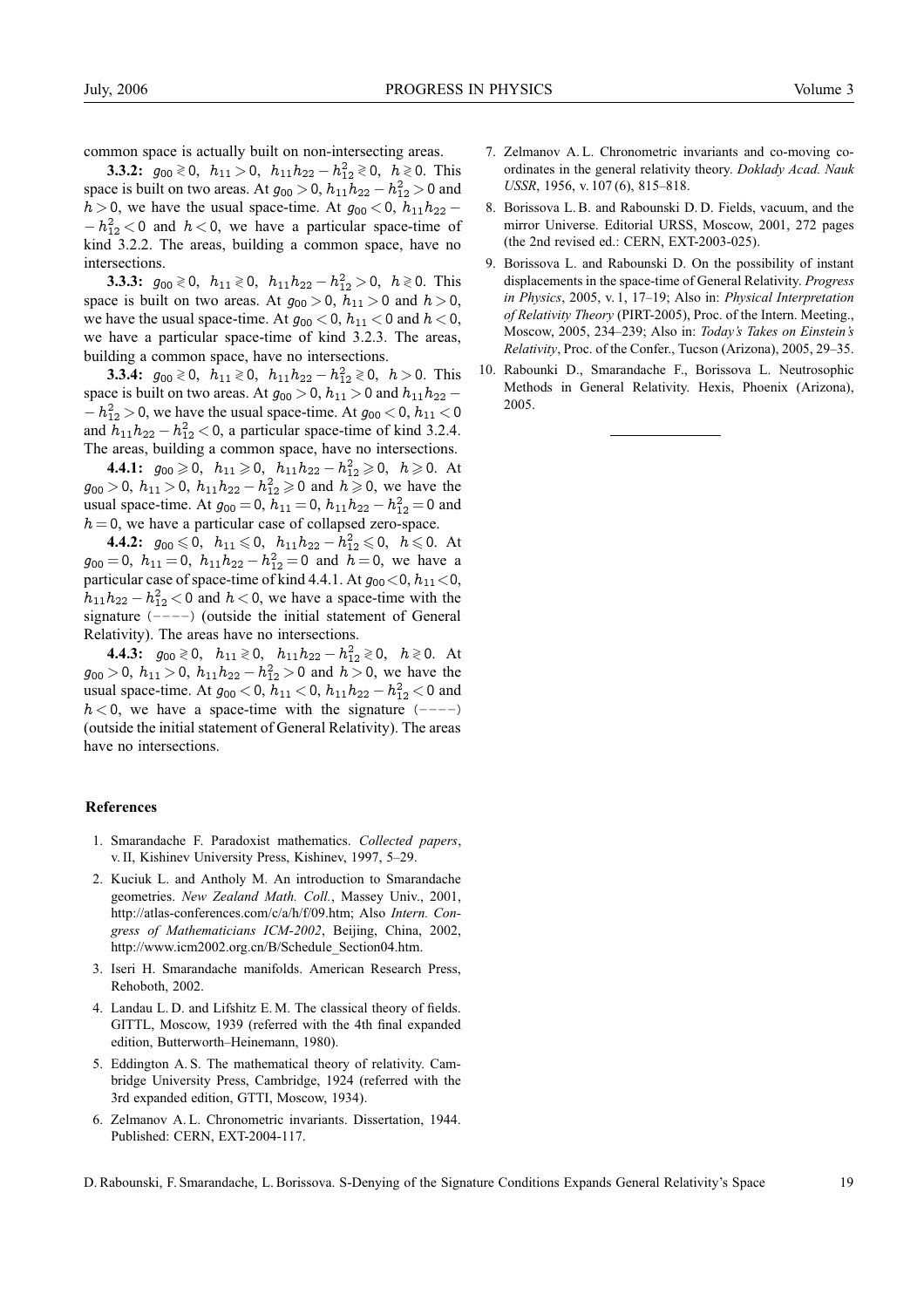common space is actually built on non-intersecting areas.

**3.3.2:** $g_{00} \gtrless 0$, $h_{11} > 0$, $h_{11}h_{22} - h_{12}^2 \gtrless 0$, $h \gtrless 0$. This space is built on two areas. At $g_{00} > 0$, $h_{11}h_{22} - h_{12}^2 > 0$ and $h > 0$, we have the usual space-time. At $g_{00} < 0$, $h_{11}h_{22} - h_{12}^2 < 0$ and $h < 0$, we have a particular space-time of kind 3.2.2. The areas, building a common space, have no intersections.

**3.3.3:** $g_{00} \gtrless 0$, $h_{11} \gtrless 0$, $h_{11}h_{22} - h_{12}^2 > 0$, $h \gtrless 0$. This space is built on two areas. At $g_{00} > 0$, $h_{11} > 0$ and $h > 0$, we have the usual space-time. At $g_{00} < 0$, $h_{11} < 0$ and $h < 0$, we have a particular space-time of kind 3.2.3. The areas, building a common space, have no intersections.

**3.3.4:** $g_{00} \gtrless 0$, $h_{11} \gtrless 0$, $h_{11}h_{22} - h_{12}^2 \gtrless 0$, $h > 0$. This space is built on two areas. At $g_{00} > 0$, $h_{11} > 0$ and $h_{11}h_{22} - h_{12}^2 > 0$, we have the usual space-time. At $g_{00} < 0$, $h_{11} < 0$ and $h_{11}h_{22} - h_{12}^2 < 0$, a particular space-time of kind 3.2.4. The areas, building a common space, have no intersections.

**4.4.1:** $g_{00} \geqslant 0$, $h_{11} \geqslant 0$, $h_{11}h_{22} - h_{12}^2 \geqslant 0$, $h \geqslant 0$. At $g_{00} > 0$, $h_{11} > 0$, $h_{11}h_{22} - h_{12}^2 \geqslant 0$ and $h \geqslant 0$, we have the usual space-time. At $g_{00} = 0$, $h_{11} = 0$, $h_{11}h_{22} - h_{12}^2 = 0$ and $h = 0$, we have a particular case of collapsed zero-space.

**4.4.2:** $g_{00} \leqslant 0$, $h_{11} \leqslant 0$, $h_{11}h_{22} - h_{12}^2 \leqslant 0$, $h \leqslant 0$. At $g_{00} = 0$, $h_{11} = 0$, $h_{11}h_{22} - h_{12}^2 = 0$ and $h = 0$, we have a particular case of space-time of kind 4.4.1. At $g_{00} < 0$, $h_{11} < 0$, $h_{11}h_{22} - h_{12}^2 < 0$ and $h < 0$, we have a space-time with the signature $(----)$ (outside the initial statement of General Relativity). The areas have no intersections.

**4.4.3:** $g_{00} \gtrless 0$, $h_{11} \gtrless 0$, $h_{11}h_{22} - h_{12}^2 \gtrless 0$, $h \gtrless 0$. At $g_{00} > 0$, $h_{11} > 0$, $h_{11}h_{22} - h_{12}^2 > 0$ and $h > 0$, we have the usual space-time. At $g_{00} < 0$, $h_{11} < 0$, $h_{11}h_{22} - h_{12}^2 < 0$ and $h < 0$, we have a space-time with the signature $(----)$ (outside the initial statement of General Relativity). The areas have no intersections.

## References

1. Smarandache F. Paradoxist mathematics. *Collected papers*, v. II, Kishinev University Press, Kishinev, 1997, 5–29.
2. Kuciuk L. and Antholy M. An introduction to Smarandache geometries. *New Zealand Math. Coll.*, Massey Univ., 2001, http://atlas-conferences.com/c/a/h/f/09.htm; Also *Intern. Congress of Mathematicians ICM-2002*, Beijing, China, 2002, http://www.icm2002.org.cn/B/Schedule_Section04.htm.
3. Iseri H. Smarandache manifolds. American Research Press, Rehoboth, 2002.
4. Landau L. D. and Lifshitz E. M. The classical theory of fields. GITTL, Moscow, 1939 (referred with the 4th final expanded edition, Butterworth–Heinemann, 1980).
5. Eddington A. S. The mathematical theory of relativity. Cambridge University Press, Cambridge, 1924 (referred with the 3rd expanded edition, GTTI, Moscow, 1934).
6. Zelmanov A. L. Chronometric invariants. Dissertation, 1944. Published: CERN, EXT-2004-117.
7. Zelmanov A. L. Chronometric invariants and co-moving coordinates in the general relativity theory. *Doklady Acad. Nauk USSR*, 1956, v. 107 (6), 815–818.
8. Borissova L. B. and Rabounski D. D. Fields, vacuum, and the mirror Universe. Editorial URSS, Moscow, 2001, 272 pages (the 2nd revised ed.: CERN, EXT-2003-025).
9. Borissova L. and Rabounski D. On the possibility of instant displacements in the space-time of General Relativity. *Progress in Physics*, 2005, v. 1, 17–19; Also in: *Physical Interpretation of Relativity Theory* (PIRT-2005), Proc. of the Intern. Meeting., Moscow, 2005, 234–239; Also in: *Today's Takes on Einstein's Relativity*, Proc. of the Confer., Tucson (Arizona), 2005, 29–35.
10. Rabounki D., Smarandache F., Borissova L. Neutrosophic Methods in General Relativity. Hexis, Phoenix (Arizona), 2005.